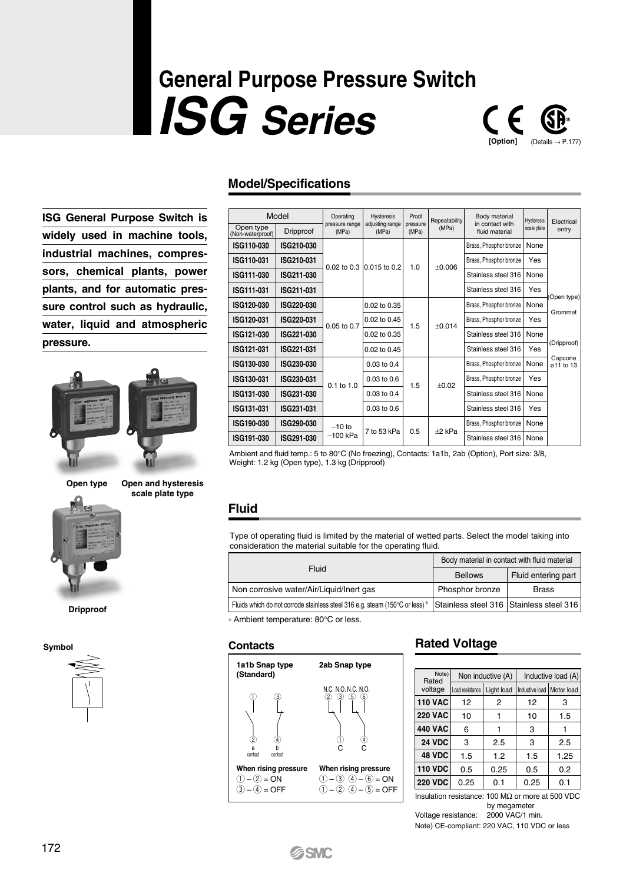# General Purpose Pressure Switch
# *ISG Series*

[Option] (Details → P.177)

**ISG General Purpose Switch is widely used in machine tools, industrial machines, compressors, chemical plants, power plants, and for automatic pressure control such as hydraulic, water, liquid and atmospheric pressure.**

Open type

Open and hysteresis scale plate type

Dripproof

Symbol

## Model/Specifications

| Model | | Operating pressure range (MPa) | Hysteresis adjusting range (MPa) | Proof pressure (MPa) | Repeatability (MPa) | Body material in contact with fluid material | Hysteresis scale plate | Electrical entry |
|---|---|---|---|---|---|---|---|---|
| Open type (Non-waterproof) | Dripproof | | | | | | | |
| ISG110-030 | ISG210-030 | 0.02 to 0.3 | 0.015 to 0.2 | 1.0 | ±0.006 | Brass, Phosphor bronze | None | (Open type) Grommet (Dripproof) Capcone ø11 to 13 |
| ISG110-031 | ISG210-031 | | | | | Brass, Phosphor bronze | Yes | |
| ISG111-030 | ISG211-030 | | | | | Stainless steel 316 | None | |
| ISG111-031 | ISG211-031 | | | | | Stainless steel 316 | Yes | |
| ISG120-030 | ISG220-030 | 0.05 to 0.7 | 0.02 to 0.35 | 1.5 | ±0.014 | Brass, Phosphor bronze | None | |
| ISG120-031 | ISG220-031 | | 0.02 to 0.45 | | | Brass, Phosphor bronze | Yes | |
| ISG121-030 | ISG221-030 | | 0.02 to 0.35 | | | Stainless steel 316 | None | |
| ISG121-031 | ISG221-031 | | 0.02 to 0.45 | | | Stainless steel 316 | Yes | |
| ISG130-030 | ISG230-030 | 0.1 to 1.0 | 0.03 to 0.4 | 1.5 | ±0.02 | Brass, Phosphor bronze | None | |
| ISG130-031 | ISG230-031 | | 0.03 to 0.6 | | | Brass, Phosphor bronze | Yes | |
| ISG131-030 | ISG231-030 | | 0.03 to 0.4 | | | Stainless steel 316 | None | |
| ISG131-031 | ISG231-031 | | 0.03 to 0.6 | | | Stainless steel 316 | Yes | |
| ISG190-030 | ISG290-030 | –10 to –100 kPa | 7 to 53 kPa | 0.5 | ±2 kPa | Brass, Phosphor bronze | None | |
| ISG191-030 | ISG291-030 | | | | | Stainless steel 316 | None | |

Ambient and fluid temp.: 5 to 80°C (No freezing), Contacts: 1a1b, 2ab (Option), Port size: 3/8,
Weight: 1.2 kg (Open type), 1.3 kg (Dripproof)

## Fluid

Type of operating fluid is limited by the material of wetted parts. Select the model taking into consideration the material suitable for the operating fluid.

| Fluid | Body material in contact with fluid material | |
|---|---|---|
| | Bellows | Fluid entering part |
| Non corrosive water/Air/Liquid/Inert gas | Phosphor bronze | Brass |
| Fluids which do not corrode stainless steel 316 e.g. steam (150°C or less)* | Stainless steel 316 | Stainless steel 316 |

* Ambient temperature: 80°C or less.

### Contacts

**1a1b Snap type (Standard)**

a contact ①–② ; b contact ③–④

**When rising pressure**
①–② = ON
③–④ = OFF

**2ab Snap type**

N.C. ② N.O. ③ N.C. ⑤ N.O. ⑥ ; C ① C ④

**When rising pressure**
①–③ ④–⑥ = ON
①–② ④–⑤ = OFF

## Rated Voltage

| Rated voltage (Note) | Non inductive (A) | | Inductive load (A) | |
|---|---|---|---|---|
| | Load resistance | Light load | Inductive load | Motor load |
| 110 VAC | 12 | 2 | 12 | 3 |
| 220 VAC | 10 | 1 | 10 | 1.5 |
| 440 VAC | 6 | 1 | 3 | 1 |
| 24 VDC | 3 | 2.5 | 3 | 2.5 |
| 48 VDC | 1.5 | 1.2 | 1.5 | 1.25 |
| 110 VDC | 0.5 | 0.25 | 0.5 | 0.2 |
| 220 VDC | 0.25 | 0.1 | 0.25 | 0.1 |

Insulation resistance: 100 MΩ or more at 500 VDC by megameter
Voltage resistance: 2000 VAC/1 min.
Note) CE-compliant: 220 VAC, 110 VDC or less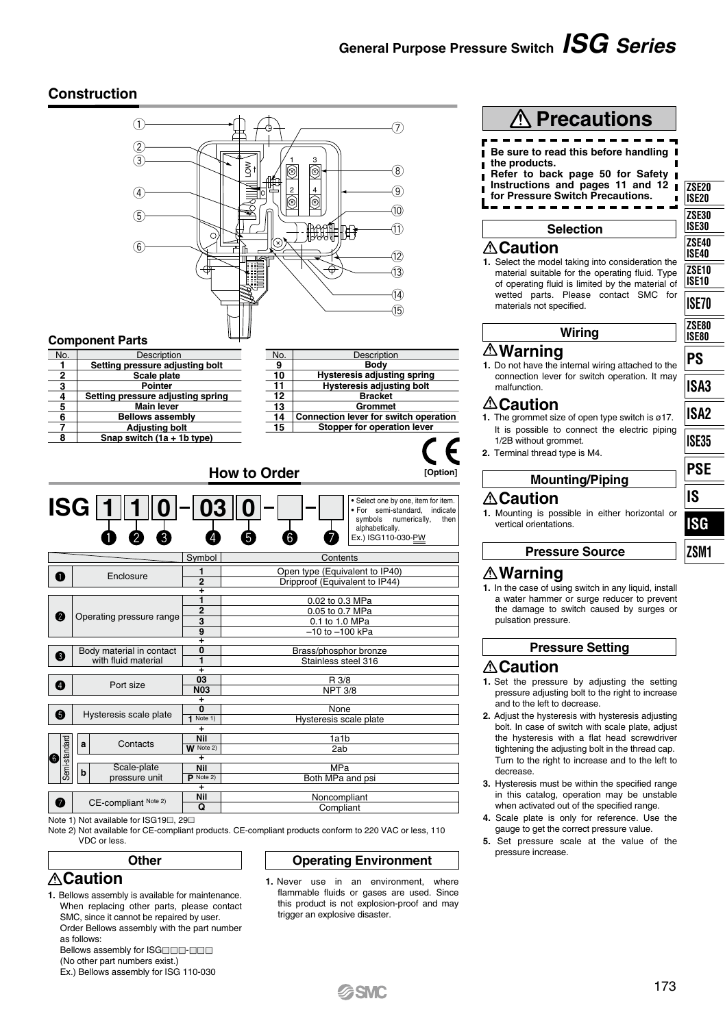## Construction

### Component Parts

| No. | Description |
|---|---|
| 1 | Setting pressure adjusting bolt |
| 2 | Scale plate |
| 3 | Pointer |
| 4 | Setting pressure adjusting spring |
| 5 | Main lever |
| 6 | Bellows assembly |
| 7 | Adjusting bolt |
| 8 | Snap switch (1a + 1b type) |

| No. | Description |
|---|---|
| 9 | Body |
| 10 | Hysteresis adjusting spring |
| 11 | Hysteresis adjusting bolt |
| 12 | Bracket |
| 13 | Grommet |
| 14 | Connection lever for switch operation |
| 15 | Stopper for operation lever |

## How to Order

[Option]

ISG 1 1 0 – 03 0 – ❻ – ❼

- Select one by one, item for item.
- For semi-standard, indicate symbols numerically, then alphabetically.

Ex.) ISG110-030-PW

| | | Symbol | Contents |
|---|---|---|---|
| ❶ | Enclosure | 1 | Open type (Equivalent to IP40) |
| | | 2 | Dripproof (Equivalent to IP44) |
| ❷ | Operating pressure range | 1 | 0.02 to 0.3 MPa |
| | | 2 | 0.05 to 0.7 MPa |
| | | 3 | 0.1 to 1.0 MPa |
| | | 9 | –10 to –100 kPa |
| ❸ | Body material in contact with fluid material | 0 | Brass/phosphor bronze |
| | | 1 | Stainless steel 316 |
| ❹ | Port size | 03 | R 3/8 |
| | | N03 | NPT 3/8 |
| ❺ | Hysteresis scale plate | 0 | None |
| | | 1 Note 1) | Hysteresis scale plate |
| ❻ Semi-standard | a Contacts | Nil | 1a1b |
| | | W Note 2) | 2ab |
| | b Scale-plate pressure unit | Nil | MPa |
| | | P Note 2) | Both MPa and psi |
| ❼ | CE-compliant Note 2) | Nil | Noncompliant |
| | | Q | Compliant |

Note 1) Not available for ISG19□, 29□

Note 2) Not available for CE-compliant products. CE-compliant products conform to 220 VAC or less, 110 VDC or less.

### Other

**⚠Caution**

1. Bellows assembly is available for maintenance. When replacing other parts, please contact SMC, since it cannot be repaired by user. Order Bellows assembly with the part number as follows:
   Bellows assembly for ISG□□□-□□□
   (No other part numbers exist.)
   Ex.) Bellows assembly for ISG 110-030

### Operating Environment

1. Never use in an environment, where flammable fluids or gases are used. Since this product is not explosion-proof and may trigger an explosive disaster.

## ⚠ Precautions

**Be sure to read this before handling the products. Refer to back page 50 for Safety Instructions and pages 11 and 12 for Pressure Switch Precautions.**

### Selection

**⚠Caution**

1. Select the model taking into consideration the material suitable for the operating fluid. Type of operating fluid is limited by the material of wetted parts. Please contact SMC for materials not specified.

### Wiring

**⚠Warning**

1. Do not have the internal wiring attached to the connection lever for switch operation. It may malfunction.

**⚠Caution**

1. The grommet size of open type switch is ø17. It is possible to connect the electric piping 1/2B without grommet.
2. Terminal thread type is M4.

### Mounting/Piping

**⚠Caution**

1. Mounting is possible in either horizontal or vertical orientations.

### Pressure Source

**⚠Warning**

1. In the case of using switch in any liquid, install a water hammer or surge reducer to prevent the damage to switch caused by surges or pulsation pressure.

### Pressure Setting

**⚠Caution**

1. Set the pressure by adjusting the setting pressure adjusting bolt to the right to increase and to the left to decrease.
2. Adjust the hysteresis with hysteresis adjusting bolt. In case of switch with scale plate, adjust the hysteresis with a flat head screwdriver tightening the adjusting bolt in the thread cap. Turn to the right to increase and to the left to decrease.
3. Hysteresis must be within the specified range in this catalog, operation may be unstable when activated out of the specified range.
4. Scale plate is only for reference. Use the gauge to get the correct pressure value.
5. Set pressure scale at the value of the pressure increase.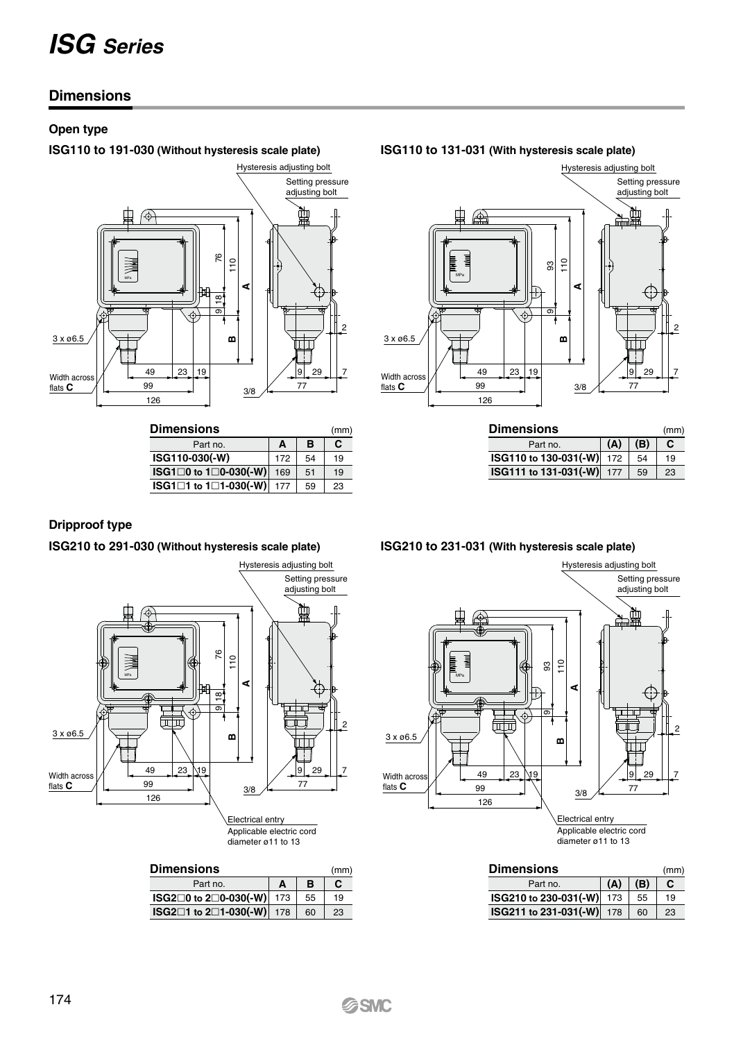# ISG Series

## Dimensions

### Open type

#### ISG110 to 191-030 (Without hysteresis scale plate)

Hysteresis adjusting bolt
Setting pressure adjusting bolt
3 x ø6.5
Width across flats C

**Dimensions** (mm)

| Part no. | A | B | C |
|---|---|---|---|
| ISG110-030(-W) | 172 | 54 | 19 |
| ISG1□0 to 1□0-030(-W) | 169 | 51 | 19 |
| ISG1□1 to 1□1-030(-W) | 177 | 59 | 23 |

#### ISG110 to 131-031 (With hysteresis scale plate)

Hysteresis adjusting bolt
Setting pressure adjusting bolt
3 x ø6.5
Width across flats C

**Dimensions** (mm)

| Part no. | (A) | (B) | C |
|---|---|---|---|
| ISG110 to 130-031(-W) | 172 | 54 | 19 |
| ISG111 to 131-031(-W) | 177 | 59 | 23 |

### Dripproof type

#### ISG210 to 291-030 (Without hysteresis scale plate)

Hysteresis adjusting bolt
Setting pressure adjusting bolt
3 x ø6.5
Width across flats C
Electrical entry
Applicable electric cord diameter ø11 to 13

**Dimensions** (mm)

| Part no. | A | B | C |
|---|---|---|---|
| ISG2□0 to 2□0-030(-W) | 173 | 55 | 19 |
| ISG2□1 to 2□1-030(-W) | 178 | 60 | 23 |

#### ISG210 to 231-031 (With hysteresis scale plate)

Hysteresis adjusting bolt
Setting pressure adjusting bolt
3 x ø6.5
Width across flats C
Electrical entry
Applicable electric cord diameter ø11 to 13

**Dimensions** (mm)

| Part no. | (A) | (B) | C |
|---|---|---|---|
| ISG210 to 230-031(-W) | 173 | 55 | 19 |
| ISG211 to 231-031(-W) | 178 | 60 | 23 |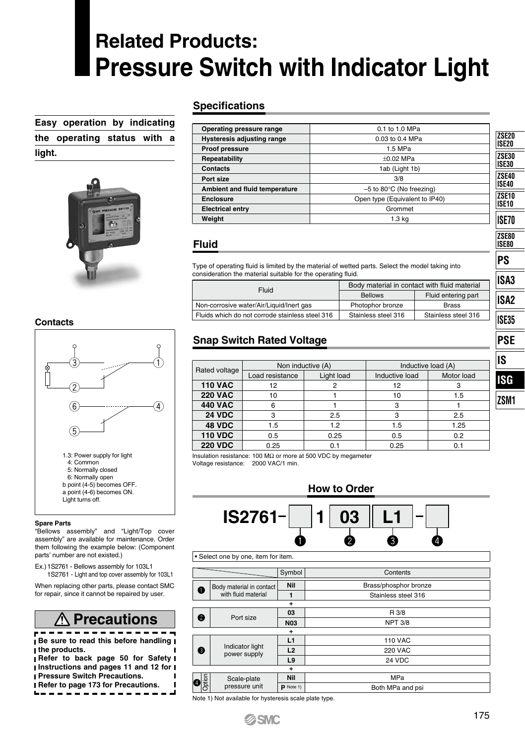# Related Products:
# Pressure Switch with Indicator Light

**Easy operation by indicating the operating status with a light.**

## Contacts

1.3: Power supply for light
4: Common
5: Normally closed
6: Normally open
b point (4-5) becomes OFF.
a point (4-6) becomes ON.
Light turns off.

**Spare Parts**

"Bellows assembly" and "Light/Top cover assembly" are available for maintenance. Order them following the example below: (Component parts' number are not existed.)

Ex.) 1S2761 - Bellows assembly for 103L1
1S2761 - Light and top cover assembly for 103L1

When replacing other parts, please contact SMC for repair, since it cannot be repaired by user.

## ⚠ Precautions

**Be sure to read this before handling the products.**
**Refer to back page 50 for Safety Instructions and pages 11 and 12 for Pressure Switch Precautions.**
**Refer to page 173 for Precautions.**

## Specifications

| | |
|---|---|
| **Operating pressure range** | 0.1 to 1.0 MPa |
| **Hysteresis adjusting range** | 0.03 to 0.4 MPa |
| **Proof pressure** | 1.5 MPa |
| **Repeatability** | ±0.02 MPa |
| **Contacts** | 1ab (Light 1b) |
| **Port size** | 3/8 |
| **Ambient and fluid temperature** | –5 to 80°C (No freezing) |
| **Enclosure** | Open type (Equivalent to IP40) |
| **Electrical entry** | Grommet |
| **Weight** | 1.3 kg |

## Fluid

Type of operating fluid is limited by the material of wetted parts. Select the model taking into consideration the material suitable for the operating fluid.

| Fluid | Body material in contact with fluid material | |
|---|---|---|
| | Bellows | Fluid entering part |
| Non-corrosive water/Air/Liquid/Inert gas | Photophor bronze | Brass |
| Fluids which do not corrode stainless steel 316 | Stainless steel 316 | Stainless steel 316 |

## Snap Switch Rated Voltage

| Rated voltage | Non inductive (A) | | Inductive load (A) | |
|---|---|---|---|---|
| | Load resistance | Light load | Inductive load | Motor load |
| **110 VAC** | 12 | 2 | 12 | 3 |
| **220 VAC** | 10 | 1 | 10 | 1.5 |
| **440 VAC** | 6 | 1 | 3 | 1 |
| **24 VDC** | 3 | 2.5 | 3 | 2.5 |
| **48 VDC** | 1.5 | 1.2 | 1.5 | 1.25 |
| **110 VDC** | 0.5 | 0.25 | 0.5 | 0.2 |
| **220 VDC** | 0.25 | 0.1 | 0.25 | 0.1 |

Insulation resistance: 100 MΩ or more at 500 VDC by megameter
Voltage resistance: 2000 VAC/1 min.

## How to Order

**IS2761 – [❶] 1 [❷ 03] [❸ L1] – [❹]**

• Select one by one, item for item.

| | | Symbol | Contents |
|---|---|---|---|
| ❶ | Body material in contact with fluid material | Nil | Brass/phosphor bronze |
| | | 1 | Stainless steel 316 |
| | | + | |
| ❷ | Port size | 03 | R 3/8 |
| | | N03 | NPT 3/8 |
| | | + | |
| ❸ | Indicator light power supply | L1 | 110 VAC |
| | | L2 | 220 VAC |
| | | L9 | 24 VDC |
| | | + | |
| ❹ Option | Scale-plate pressure unit | Nil | MPa |
| | | P Note 1) | Both MPa and psi |

Note 1) Not available for hysteresis scale plate type.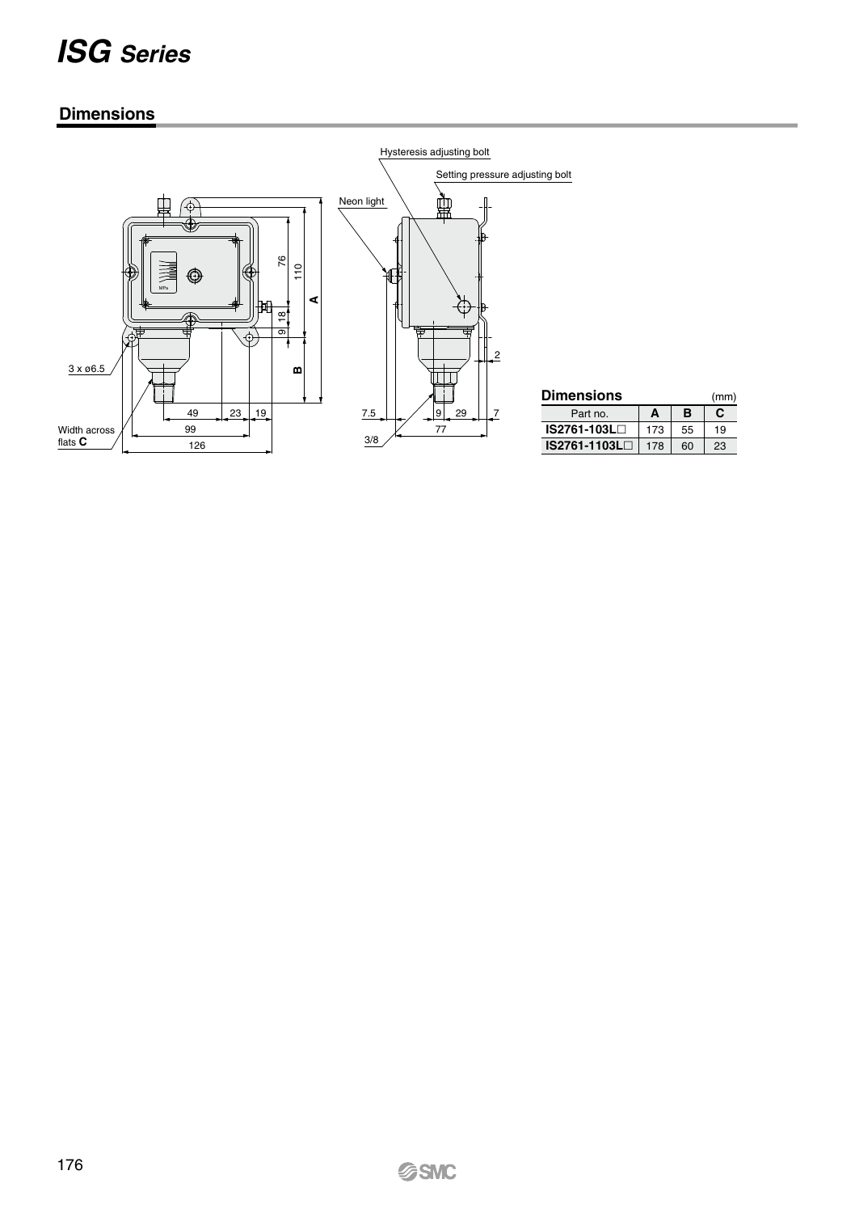# ISG Series

## Dimensions

Hysteresis adjusting bolt

Setting pressure adjusting bolt

Neon light

3 x ø6.5

Width across flats **C**

3/8

**Dimensions** (mm)

| Part no. | A | B | C |
|---|---|---|---|
| IS2761-103L□ | 173 | 55 | 19 |
| IS2761-1103L□ | 178 | 60 | 23 |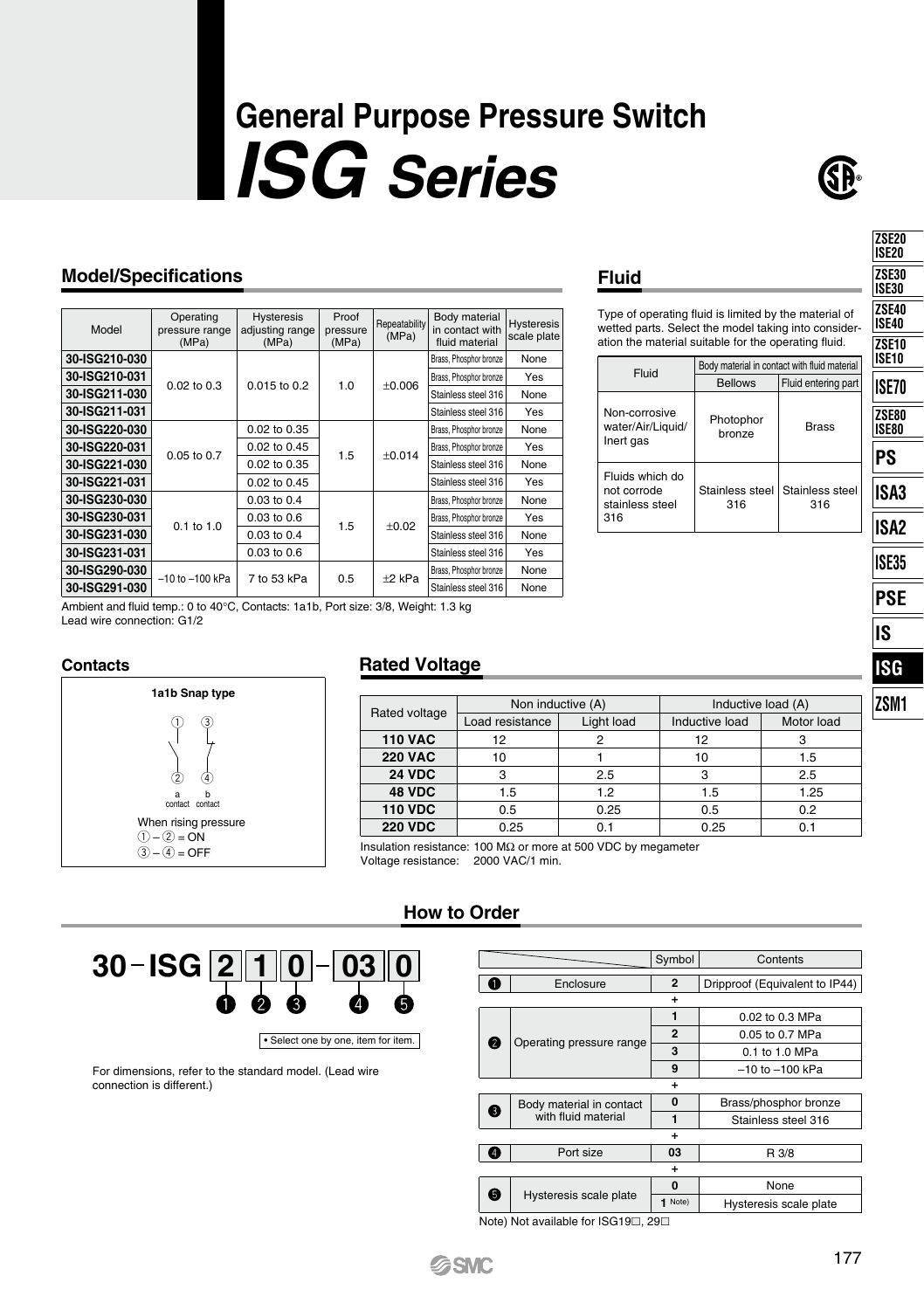# General Purpose Pressure Switch

# *ISG Series*

## Model/Specifications

| Model | Operating pressure range (MPa) | Hysteresis adjusting range (MPa) | Proof pressure (MPa) | Repeatability (MPa) | Body material in contact with fluid material | Hysteresis scale plate |
|---|---|---|---|---|---|---|
| **30-ISG210-030** | 0.02 to 0.3 | 0.015 to 0.2 | 1.0 | ±0.006 | Brass, Phosphor bronze | None |
| **30-ISG210-031** | | | | | Brass, Phosphor bronze | Yes |
| **30-ISG211-030** | | | | | Stainless steel 316 | None |
| **30-ISG211-031** | | | | | Stainless steel 316 | Yes |
| **30-ISG220-030** | 0.05 to 0.7 | 0.02 to 0.35 | 1.5 | ±0.014 | Brass, Phosphor bronze | None |
| **30-ISG220-031** | | 0.02 to 0.45 | | | Brass, Phosphor bronze | Yes |
| **30-ISG221-030** | | 0.02 to 0.35 | | | Stainless steel 316 | None |
| **30-ISG221-031** | | 0.02 to 0.45 | | | Stainless steel 316 | Yes |
| **30-ISG230-030** | 0.1 to 1.0 | 0.03 to 0.4 | 1.5 | ±0.02 | Brass, Phosphor bronze | None |
| **30-ISG230-031** | | 0.03 to 0.6 | | | Brass, Phosphor bronze | Yes |
| **30-ISG231-030** | | 0.03 to 0.4 | | | Stainless steel 316 | None |
| **30-ISG231-031** | | 0.03 to 0.6 | | | Stainless steel 316 | Yes |
| **30-ISG290-030** | –10 to –100 kPa | 7 to 53 kPa | 0.5 | ±2 kPa | Brass, Phosphor bronze | None |
| **30-ISG291-030** | | | | | Stainless steel 316 | None |

Ambient and fluid temp.: 0 to 40°C, Contacts: 1a1b, Port size: 3/8, Weight: 1.3 kg
Lead wire connection: G1/2

## Fluid

Type of operating fluid is limited by the material of wetted parts. Select the model taking into consideration the material suitable for the operating fluid.

| Fluid | Body material in contact with fluid material | |
|---|---|---|
| | Bellows | Fluid entering part |
| Non-corrosive water/Air/Liquid/Inert gas | Photophor bronze | Brass |
| Fluids which do not corrode stainless steel 316 | Stainless steel 316 | Stainless steel 316 |

### Contacts

1a1b Snap type

① ③

② ④

a contact b contact

When rising pressure
① – ② = ON
③ – ④ = OFF

## Rated Voltage

| Rated voltage | Non inductive (A) | | Inductive load (A) | |
|---|---|---|---|---|
| | Load resistance | Light load | Inductive load | Motor load |
| **110 VAC** | 12 | 2 | 12 | 3 |
| **220 VAC** | 10 | 1 | 10 | 1.5 |
| **24 VDC** | 3 | 2.5 | 3 | 2.5 |
| **48 VDC** | 1.5 | 1.2 | 1.5 | 1.25 |
| **110 VDC** | 0.5 | 0.25 | 0.5 | 0.2 |
| **220 VDC** | 0.25 | 0.1 | 0.25 | 0.1 |

Insulation resistance: 100 MΩ or more at 500 VDC by megameter
Voltage resistance: 2000 VAC/1 min.

## How to Order

**30 – ISG 2 1 0 – 03 0**
❶ ❷ ❸ ❹ ❺

• Select one by one, item for item.

For dimensions, refer to the standard model. (Lead wire connection is different.)

| | | Symbol | Contents |
|---|---|---|---|
| ❶ | Enclosure | 2 | Dripproof (Equivalent to IP44) |
| | | + | |
| ❷ | Operating pressure range | 1 | 0.02 to 0.3 MPa |
| | | 2 | 0.05 to 0.7 MPa |
| | | 3 | 0.1 to 1.0 MPa |
| | | 9 | –10 to –100 kPa |
| | | + | |
| ❸ | Body material in contact with fluid material | 0 | Brass/phosphor bronze |
| | | 1 | Stainless steel 316 |
| | | + | |
| ❹ | Port size | 03 | R 3/8 |
| | | + | |
| ❺ | Hysteresis scale plate | 0 | None |
| | | 1 Note) | Hysteresis scale plate |

Note) Not available for ISG19□, 29□